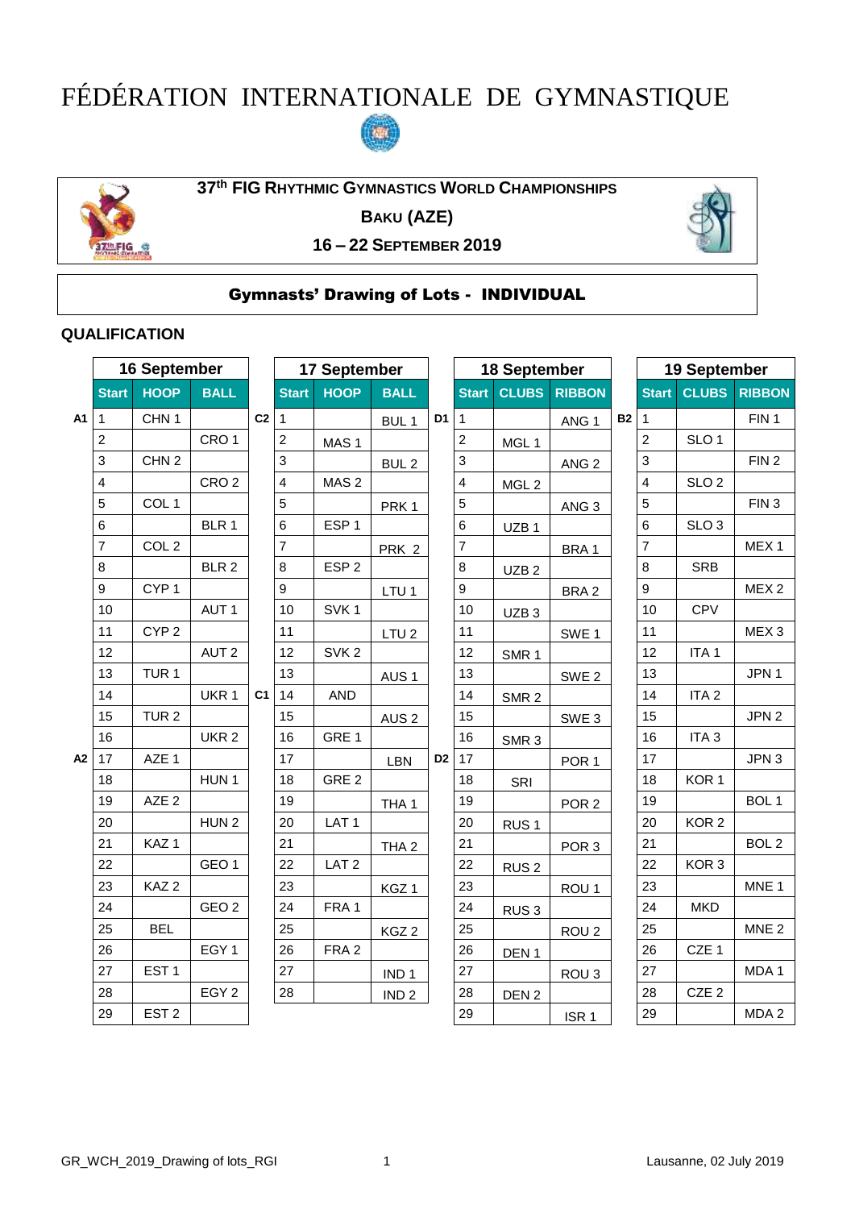# FÉDÉRATION INTERNATIONALE DE GYMNASTIQUE

## 37th FIG RHYTHMIC GYMNASTICS WORLD CHAMPIONSHIPS

**BAKU (AZE)**

**16 – 22 SEPTEMBER 2019**

## Gymnasts' Drawing of Lots - INDIVIDUAL

### QUALIFICATION

| | 16 September | | | | 17 September | | | | 18 September | | | | 19 September | | |
|---|---|---|---|---|---|---|---|---|---|---|---|---|---|---|---|
| | Start | HOOP | BALL | | Start | HOOP | BALL | | Start | CLUBS | RIBBON | | Start | CLUBS | RIBBON |
| A1 | 1 | CHN 1 | | C2 | 1 | | BUL 1 | D1 | 1 | | ANG 1 | B2 | 1 | | FIN 1 |
| | 2 | | CRO 1 | | 2 | MAS 1 | | | 2 | MGL 1 | | | 2 | SLO 1 | |
| | 3 | CHN 2 | | | 3 | | BUL 2 | | 3 | | ANG 2 | | 3 | | FIN 2 |
| | 4 | | CRO 2 | | 4 | MAS 2 | | | 4 | MGL 2 | | | 4 | SLO 2 | |
| | 5 | COL 1 | | | 5 | | PRK 1 | | 5 | | ANG 3 | | 5 | | FIN 3 |
| | 6 | | BLR 1 | | 6 | ESP 1 | | | 6 | UZB 1 | | | 6 | SLO 3 | |
| | 7 | COL 2 | | | 7 | | PRK 2 | | 7 | | BRA 1 | | 7 | | MEX 1 |
| | 8 | | BLR 2 | | 8 | ESP 2 | | | 8 | UZB 2 | | | 8 | SRB | |
| | 9 | CYP 1 | | | 9 | | LTU 1 | | 9 | | BRA 2 | | 9 | | MEX 2 |
| | 10 | | AUT 1 | | 10 | SVK 1 | | | 10 | UZB 3 | | | 10 | CPV | |
| | 11 | CYP 2 | | | 11 | | LTU 2 | | 11 | | SWE 1 | | 11 | | MEX 3 |
| | 12 | | AUT 2 | | 12 | SVK 2 | | | 12 | SMR 1 | | | 12 | ITA 1 | |
| | 13 | TUR 1 | | | 13 | | AUS 1 | | 13 | | SWE 2 | | 13 | | JPN 1 |
| | 14 | | UKR 1 | C1 | 14 | AND | | | 14 | SMR 2 | | | 14 | ITA 2 | |
| | 15 | TUR 2 | | | 15 | | AUS 2 | | 15 | | SWE 3 | | 15 | | JPN 2 |
| | 16 | | UKR 2 | | 16 | GRE 1 | | | 16 | SMR 3 | | | 16 | ITA 3 | |
| A2 | 17 | AZE 1 | | | 17 | | LBN | D2 | 17 | | POR 1 | | 17 | | JPN 3 |
| | 18 | | HUN 1 | | 18 | GRE 2 | | | 18 | SRI | | | 18 | KOR 1 | |
| | 19 | AZE 2 | | | 19 | | THA 1 | | 19 | | POR 2 | | 19 | | BOL 1 |
| | 20 | | HUN 2 | | 20 | LAT 1 | | | 20 | RUS 1 | | | 20 | KOR 2 | |
| | 21 | KAZ 1 | | | 21 | | THA 2 | | 21 | | POR 3 | | 21 | | BOL 2 |
| | 22 | | GEO 1 | | 22 | LAT 2 | | | 22 | RUS 2 | | | 22 | KOR 3 | |
| | 23 | KAZ 2 | | | 23 | | KGZ 1 | | 23 | | ROU 1 | | 23 | | MNE 1 |
| | 24 | | GEO 2 | | 24 | FRA 1 | | | 24 | RUS 3 | | | 24 | MKD | |
| | 25 | BEL | | | 25 | | KGZ 2 | | 25 | | ROU 2 | | 25 | | MNE 2 |
| | 26 | | EGY 1 | | 26 | FRA 2 | | | 26 | DEN 1 | | | 26 | CZE 1 | |
| | 27 | EST 1 | | | 27 | | IND 1 | | 27 | | ROU 3 | | 27 | | MDA 1 |
| | 28 | | EGY 2 | | 28 | | IND 2 | | 28 | DEN 2 | | | 28 | CZE 2 | |
| | 29 | EST 2 | | | | | | | 29 | | ISR 1 | | 29 | | MDA 2 |

GR_WCH_2019_Drawing of lots_RGI Lausanne, 02 July 2019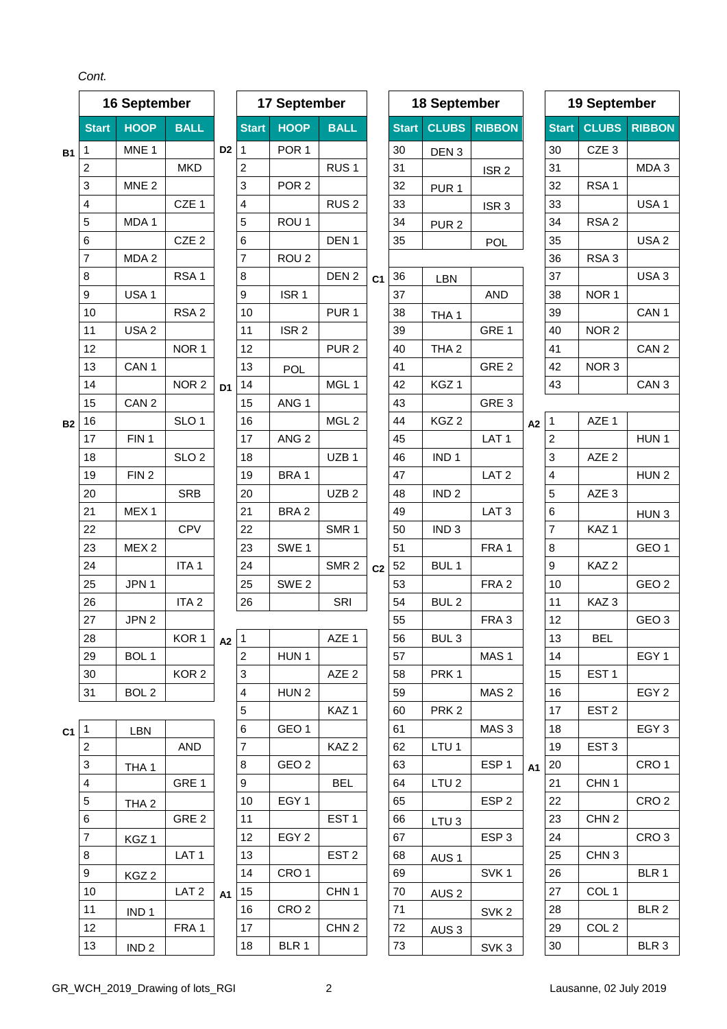*Cont.*

## 16 September

| | Start | HOOP | BALL |
|---|---|---|---|
| B1 | 1 | MNE 1 | |
| | 2 | | MKD |
| | 3 | MNE 2 | |
| | 4 | | CZE 1 |
| | 5 | MDA 1 | |
| | 6 | | CZE 2 |
| | 7 | MDA 2 | |
| | 8 | | RSA 1 |
| | 9 | USA 1 | |
| | 10 | | RSA 2 |
| | 11 | USA 2 | |
| | 12 | | NOR 1 |
| | 13 | CAN 1 | |
| | 14 | | NOR 2 |
| | 15 | CAN 2 | |
| B2 | 16 | | SLO 1 |
| | 17 | FIN 1 | |
| | 18 | | SLO 2 |
| | 19 | FIN 2 | |
| | 20 | | SRB |
| | 21 | MEX 1 | |
| | 22 | | CPV |
| | 23 | MEX 2 | |
| | 24 | | ITA 1 |
| | 25 | JPN 1 | |
| | 26 | | ITA 2 |
| | 27 | JPN 2 | |
| | 28 | | KOR 1 |
| | 29 | BOL 1 | |
| | 30 | | KOR 2 |
| | 31 | BOL 2 | |
| C1 | 1 | LBN | |
| | 2 | | AND |
| | 3 | THA 1 | |
| | 4 | | GRE 1 |
| | 5 | THA 2 | |
| | 6 | | GRE 2 |
| | 7 | KGZ 1 | |
| | 8 | | LAT 1 |
| | 9 | KGZ 2 | |
| | 10 | | LAT 2 |
| | 11 | IND 1 | |
| | 12 | | FRA 1 |
| | 13 | IND 2 | |

## 17 September

| | Start | HOOP | BALL |
|---|---|---|---|
| D2 | 1 | POR 1 | |
| | 2 | | RUS 1 |
| | 3 | POR 2 | |
| | 4 | | RUS 2 |
| | 5 | ROU 1 | |
| | 6 | | DEN 1 |
| | 7 | ROU 2 | |
| | 8 | | DEN 2 |
| | 9 | ISR 1 | |
| | 10 | | PUR 1 |
| | 11 | ISR 2 | |
| | 12 | | PUR 2 |
| | 13 | POL | |
| D1 | 14 | | MGL 1 |
| | 15 | ANG 1 | |
| | 16 | | MGL 2 |
| | 17 | ANG 2 | |
| | 18 | | UZB 1 |
| | 19 | BRA 1 | |
| | 20 | | UZB 2 |
| | 21 | BRA 2 | |
| | 22 | | SMR 1 |
| | 23 | SWE 1 | |
| | 24 | | SMR 2 |
| | 25 | SWE 2 | |
| | 26 | | SRI |
| A2 | 1 | | AZE 1 |
| | 2 | HUN 1 | |
| | 3 | | AZE 2 |
| | 4 | HUN 2 | |
| | 5 | | KAZ 1 |
| | 6 | GEO 1 | |
| | 7 | | KAZ 2 |
| | 8 | GEO 2 | |
| | 9 | | BEL |
| | 10 | EGY 1 | |
| | 11 | | EST 1 |
| | 12 | EGY 2 | |
| | 13 | | EST 2 |
| | 14 | CRO 1 | |
| A1 | 15 | | CHN 1 |
| | 16 | CRO 2 | |
| | 17 | | CHN 2 |
| | 18 | BLR 1 | |

## 18 September

| | Start | CLUBS | RIBBON |
|---|---|---|---|
| | 30 | DEN 3 | |
| | 31 | | ISR 2 |
| | 32 | PUR 1 | |
| | 33 | | ISR 3 |
| | 34 | PUR 2 | |
| | 35 | | POL |
| C1 | 36 | LBN | |
| | 37 | | AND |
| | 38 | THA 1 | |
| | 39 | | GRE 1 |
| | 40 | THA 2 | |
| | 41 | | GRE 2 |
| | 42 | KGZ 1 | |
| | 43 | | GRE 3 |
| | 44 | KGZ 2 | |
| | 45 | | LAT 1 |
| | 46 | IND 1 | |
| | 47 | | LAT 2 |
| | 48 | IND 2 | |
| | 49 | | LAT 3 |
| | 50 | IND 3 | |
| | 51 | | FRA 1 |
| C2 | 52 | BUL 1 | |
| | 53 | | FRA 2 |
| | 54 | BUL 2 | |
| | 55 | | FRA 3 |
| | 56 | BUL 3 | |
| | 57 | | MAS 1 |
| | 58 | PRK 1 | |
| | 59 | | MAS 2 |
| | 60 | PRK 2 | |
| | 61 | | MAS 3 |
| | 62 | LTU 1 | |
| | 63 | | ESP 1 |
| | 64 | LTU 2 | |
| | 65 | | ESP 2 |
| | 66 | LTU 3 | |
| | 67 | | ESP 3 |
| | 68 | AUS 1 | |
| | 69 | | SVK 1 |
| | 70 | AUS 2 | |
| | 71 | | SVK 2 |
| | 72 | AUS 3 | |
| | 73 | | SVK 3 |

## 19 September

| | Start | CLUBS | RIBBON |
|---|---|---|---|
| | 30 | CZE 3 | |
| | 31 | | MDA 3 |
| | 32 | RSA 1 | |
| | 33 | | USA 1 |
| | 34 | RSA 2 | |
| | 35 | | USA 2 |
| | 36 | RSA 3 | |
| | 37 | | USA 3 |
| | 38 | NOR 1 | |
| | 39 | | CAN 1 |
| | 40 | NOR 2 | |
| | 41 | | CAN 2 |
| | 42 | NOR 3 | |
| | 43 | | CAN 3 |
| A2 | 1 | AZE 1 | |
| | 2 | | HUN 1 |
| | 3 | AZE 2 | |
| | 4 | | HUN 2 |
| | 5 | AZE 3 | |
| | 6 | | HUN 3 |
| | 7 | KAZ 1 | |
| | 8 | | GEO 1 |
| | 9 | KAZ 2 | |
| | 10 | | GEO 2 |
| | 11 | KAZ 3 | |
| | 12 | | GEO 3 |
| | 13 | BEL | |
| | 14 | | EGY 1 |
| | 15 | EST 1 | |
| | 16 | | EGY 2 |
| | 17 | EST 2 | |
| | 18 | | EGY 3 |
| | 19 | EST 3 | |
| A1 | 20 | | CRO 1 |
| | 21 | CHN 1 | |
| | 22 | | CRO 2 |
| | 23 | CHN 2 | |
| | 24 | | CRO 3 |
| | 25 | CHN 3 | |
| | 26 | | BLR 1 |
| | 27 | COL 1 | |
| | 28 | | BLR 2 |
| | 29 | COL 2 | |
| | 30 | | BLR 3 |

GR_WCH_2019_Drawing of lots_RGI

Lausanne, 02 July 2019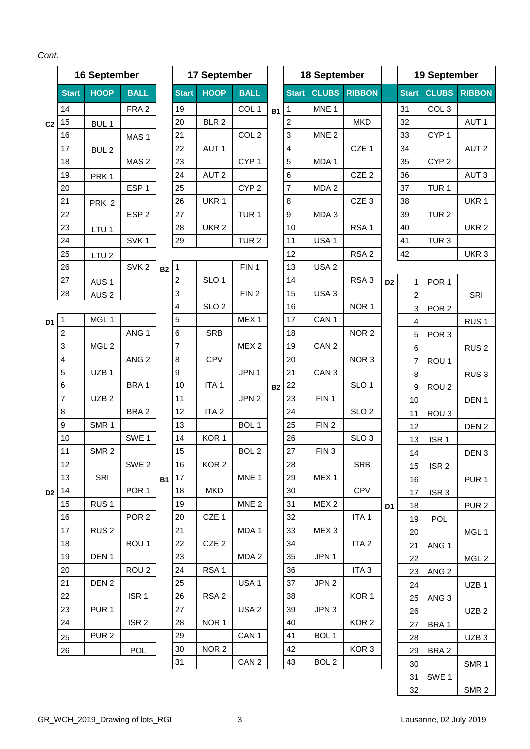*Cont.*

## 16 September

| | Start | HOOP | BALL |
|---|---|---|---|
| | 14 | | FRA 2 |
| C2 | 15 | BUL 1 | |
| | 16 | | MAS 1 |
| | 17 | BUL 2 | |
| | 18 | | MAS 2 |
| | 19 | PRK 1 | |
| | 20 | | ESP 1 |
| | 21 | PRK 2 | |
| | 22 | | ESP 2 |
| | 23 | LTU 1 | |
| | 24 | | SVK 1 |
| | 25 | LTU 2 | |
| | 26 | | SVK 2 |
| | 27 | AUS 1 | |
| | 28 | AUS 2 | |
| D1 | 1 | MGL 1 | |
| | 2 | | ANG 1 |
| | 3 | MGL 2 | |
| | 4 | | ANG 2 |
| | 5 | UZB 1 | |
| | 6 | | BRA 1 |
| | 7 | UZB 2 | |
| | 8 | | BRA 2 |
| | 9 | SMR 1 | |
| | 10 | | SWE 1 |
| | 11 | SMR 2 | |
| | 12 | | SWE 2 |
| | 13 | SRI | |
| D2 | 14 | | POR 1 |
| | 15 | RUS 1 | |
| | 16 | | POR 2 |
| | 17 | RUS 2 | |
| | 18 | | ROU 1 |
| | 19 | DEN 1 | |
| | 20 | | ROU 2 |
| | 21 | DEN 2 | |
| | 22 | | ISR 1 |
| | 23 | PUR 1 | |
| | 24 | | ISR 2 |
| | 25 | PUR 2 | |
| | 26 | | POL |

## 17 September

| | Start | HOOP | BALL |
|---|---|---|---|
| | 19 | | COL 1 |
| | 20 | BLR 2 | |
| | 21 | | COL 2 |
| | 22 | AUT 1 | |
| | 23 | | CYP 1 |
| | 24 | AUT 2 | |
| | 25 | | CYP 2 |
| | 26 | UKR 1 | |
| | 27 | | TUR 1 |
| | 28 | UKR 2 | |
| | 29 | | TUR 2 |
| B2 | 1 | | FIN 1 |
| | 2 | SLO 1 | |
| | 3 | | FIN 2 |
| | 4 | SLO 2 | |
| | 5 | | MEX 1 |
| | 6 | SRB | |
| | 7 | | MEX 2 |
| | 8 | CPV | |
| | 9 | | JPN 1 |
| | 10 | ITA 1 | |
| | 11 | | JPN 2 |
| | 12 | ITA 2 | |
| | 13 | | BOL 1 |
| | 14 | KOR 1 | |
| | 15 | | BOL 2 |
| | 16 | KOR 2 | |
| B1 | 17 | | MNE 1 |
| | 18 | MKD | |
| | 19 | | MNE 2 |
| | 20 | CZE 1 | |
| | 21 | | MDA 1 |
| | 22 | CZE 2 | |
| | 23 | | MDA 2 |
| | 24 | RSA 1 | |
| | 25 | | USA 1 |
| | 26 | RSA 2 | |
| | 27 | | USA 2 |
| | 28 | NOR 1 | |
| | 29 | | CAN 1 |
| | 30 | NOR 2 | |
| | 31 | | CAN 2 |

## 18 September

| | Start | CLUBS | RIBBON |
|---|---|---|---|
| B1 | 1 | MNE 1 | |
| | 2 | | MKD |
| | 3 | MNE 2 | |
| | 4 | | CZE 1 |
| | 5 | MDA 1 | |
| | 6 | | CZE 2 |
| | 7 | MDA 2 | |
| | 8 | | CZE 3 |
| | 9 | MDA 3 | |
| | 10 | | RSA 1 |
| | 11 | USA 1 | |
| | 12 | | RSA 2 |
| | 13 | USA 2 | |
| | 14 | | RSA 3 |
| | 15 | USA 3 | |
| | 16 | | NOR 1 |
| | 17 | CAN 1 | |
| | 18 | | NOR 2 |
| | 19 | CAN 2 | |
| | 20 | | NOR 3 |
| | 21 | CAN 3 | |
| B2 | 22 | | SLO 1 |
| | 23 | FIN 1 | |
| | 24 | | SLO 2 |
| | 25 | FIN 2 | |
| | 26 | | SLO 3 |
| | 27 | FIN 3 | |
| | 28 | | SRB |
| | 29 | MEX 1 | |
| | 30 | | CPV |
| | 31 | MEX 2 | |
| | 32 | | ITA 1 |
| | 33 | MEX 3 | |
| | 34 | | ITA 2 |
| | 35 | JPN 1 | |
| | 36 | | ITA 3 |
| | 37 | JPN 2 | |
| | 38 | | KOR 1 |
| | 39 | JPN 3 | |
| | 40 | | KOR 2 |
| | 41 | BOL 1 | |
| | 42 | | KOR 3 |
| | 43 | BOL 2 | |

## 19 September

| | Start | CLUBS | RIBBON |
|---|---|---|---|
| | 31 | COL 3 | |
| | 32 | | AUT 1 |
| | 33 | CYP 1 | |
| | 34 | | AUT 2 |
| | 35 | CYP 2 | |
| | 36 | | AUT 3 |
| | 37 | TUR 1 | |
| | 38 | | UKR 1 |
| | 39 | TUR 2 | |
| | 40 | | UKR 2 |
| | 41 | TUR 3 | |
| | 42 | | UKR 3 |
| D2 | 1 | POR 1 | |
| | 2 | | SRI |
| | 3 | POR 2 | |
| | 4 | | RUS 1 |
| | 5 | POR 3 | |
| | 6 | | RUS 2 |
| | 7 | ROU 1 | |
| | 8 | | RUS 3 |
| | 9 | ROU 2 | |
| | 10 | | DEN 1 |
| | 11 | ROU 3 | |
| | 12 | | DEN 2 |
| | 13 | ISR 1 | |
| | 14 | | DEN 3 |
| | 15 | ISR 2 | |
| | 16 | | PUR 1 |
| | 17 | ISR 3 | |
| D1 | 18 | | PUR 2 |
| | 19 | POL | |
| | 20 | | MGL 1 |
| | 21 | ANG 1 | |
| | 22 | | MGL 2 |
| | 23 | ANG 2 | |
| | 24 | | UZB 1 |
| | 25 | ANG 3 | |
| | 26 | | UZB 2 |
| | 27 | BRA 1 | |
| | 28 | | UZB 3 |
| | 29 | BRA 2 | |
| | 30 | | SMR 1 |
| | 31 | SWE 1 | |
| | 32 | | SMR 2 |

GR_WCH_2019_Drawing of lots_RGI

Lausanne, 02 July 2019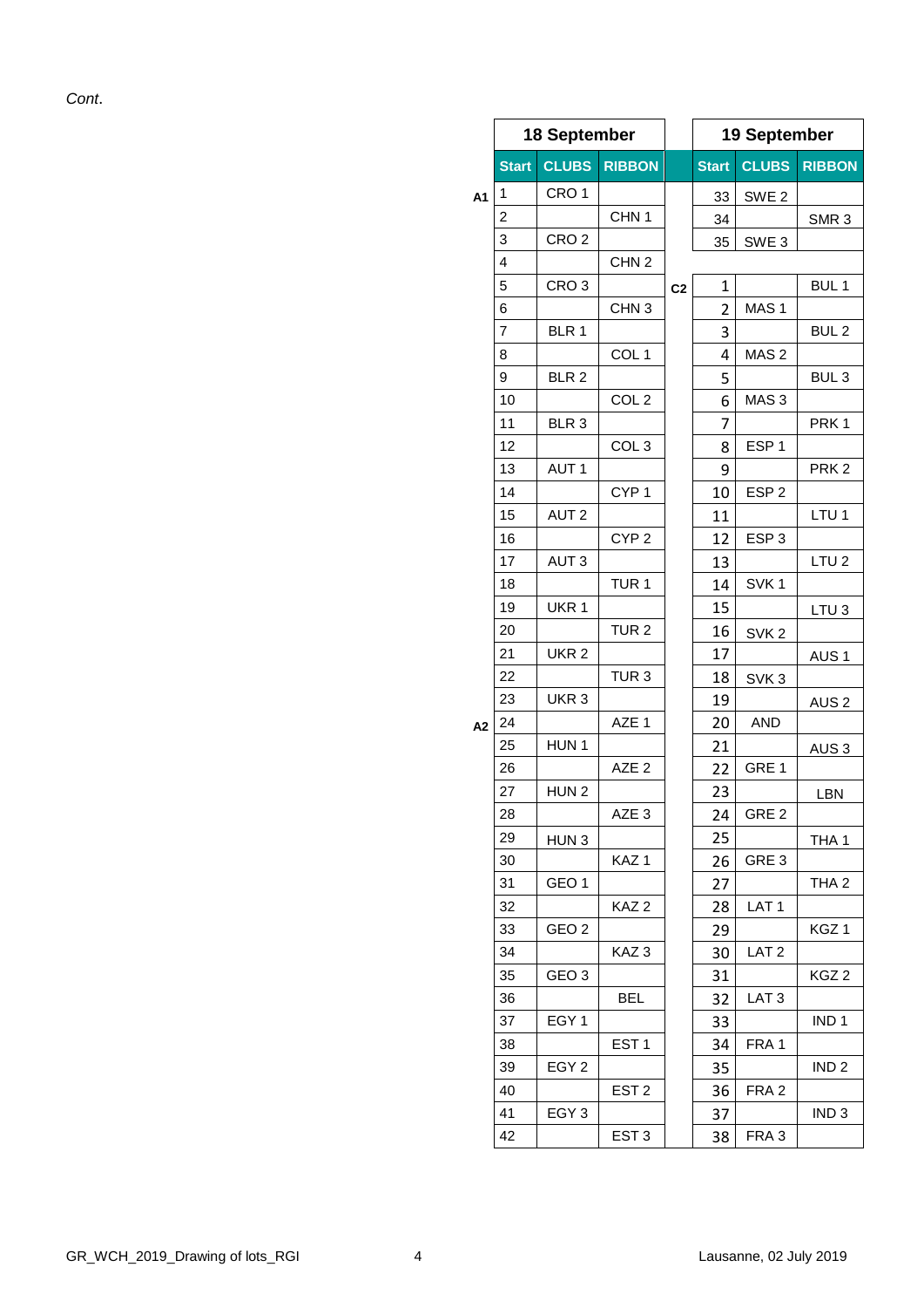*Cont.*

| | 18 September | | | | 19 September | | |
|---|---|---|---|---|---|---|---|
| | Start | CLUBS | RIBBON | | Start | CLUBS | RIBBON |
| A1 | 1 | CRO 1 | | | 33 | SWE 2 | |
| | 2 | | CHN 1 | | 34 | | SMR 3 |
| | 3 | CRO 2 | | | 35 | SWE 3 | |
| | 4 | | CHN 2 | | | | |
| | 5 | CRO 3 | | C2 | 1 | | BUL 1 |
| | 6 | | CHN 3 | | 2 | MAS 1 | |
| | 7 | BLR 1 | | | 3 | | BUL 2 |
| | 8 | | COL 1 | | 4 | MAS 2 | |
| | 9 | BLR 2 | | | 5 | | BUL 3 |
| | 10 | | COL 2 | | 6 | MAS 3 | |
| | 11 | BLR 3 | | | 7 | | PRK 1 |
| | 12 | | COL 3 | | 8 | ESP 1 | |
| | 13 | AUT 1 | | | 9 | | PRK 2 |
| | 14 | | CYP 1 | | 10 | ESP 2 | |
| | 15 | AUT 2 | | | 11 | | LTU 1 |
| | 16 | | CYP 2 | | 12 | ESP 3 | |
| | 17 | AUT 3 | | | 13 | | LTU 2 |
| | 18 | | TUR 1 | | 14 | SVK 1 | |
| | 19 | UKR 1 | | | 15 | | LTU 3 |
| | 20 | | TUR 2 | | 16 | SVK 2 | |
| | 21 | UKR 2 | | | 17 | | AUS 1 |
| | 22 | | TUR 3 | | 18 | SVK 3 | |
| | 23 | UKR 3 | | | 19 | | AUS 2 |
| A2 | 24 | | AZE 1 | | 20 | AND | |
| | 25 | HUN 1 | | | 21 | | AUS 3 |
| | 26 | | AZE 2 | | 22 | GRE 1 | |
| | 27 | HUN 2 | | | 23 | | LBN |
| | 28 | | AZE 3 | | 24 | GRE 2 | |
| | 29 | HUN 3 | | | 25 | | THA 1 |
| | 30 | | KAZ 1 | | 26 | GRE 3 | |
| | 31 | GEO 1 | | | 27 | | THA 2 |
| | 32 | | KAZ 2 | | 28 | LAT 1 | |
| | 33 | GEO 2 | | | 29 | | KGZ 1 |
| | 34 | | KAZ 3 | | 30 | LAT 2 | |
| | 35 | GEO 3 | | | 31 | | KGZ 2 |
| | 36 | | BEL | | 32 | LAT 3 | |
| | 37 | EGY 1 | | | 33 | | IND 1 |
| | 38 | | EST 1 | | 34 | FRA 1 | |
| | 39 | EGY 2 | | | 35 | | IND 2 |
| | 40 | | EST 2 | | 36 | FRA 2 | |
| | 41 | EGY 3 | | | 37 | | IND 3 |
| | 42 | | EST 3 | | 38 | FRA 3 | |

GR_WCH_2019_Drawing of lots_RGI

Lausanne, 02 July 2019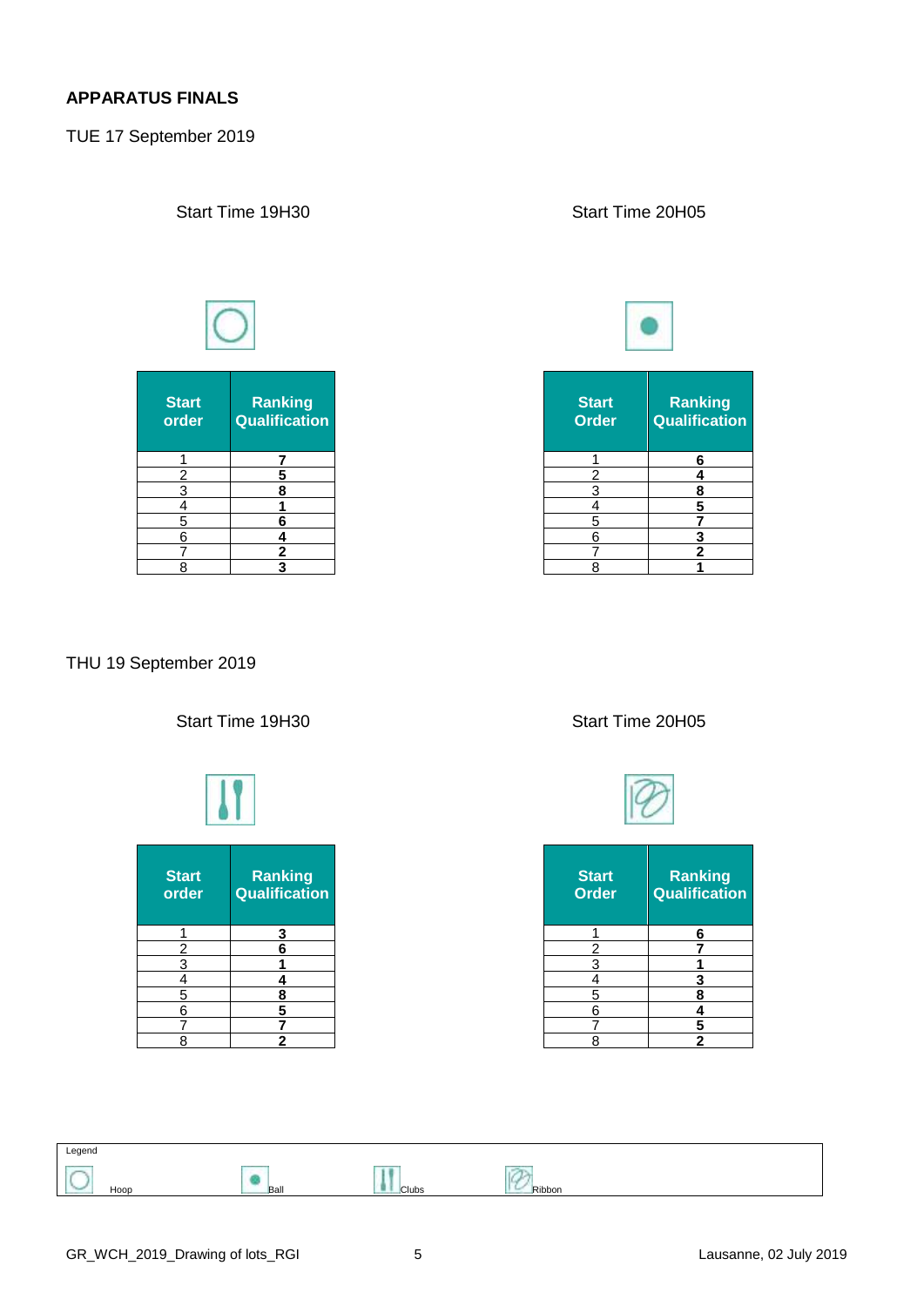## APPARATUS FINALS

TUE 17 September 2019

Start Time 19H30

Hoop

| Start order | Ranking Qualification |
|---|---|
| 1 | **7** |
| 2 | **5** |
| 3 | **8** |
| 4 | **1** |
| 5 | **6** |
| 6 | **4** |
| 7 | **2** |
| 8 | **3** |

Start Time 20H05

Ball

| Start Order | Ranking Qualification |
|---|---|
| 1 | **6** |
| 2 | **4** |
| 3 | **8** |
| 4 | **5** |
| 5 | **7** |
| 6 | **3** |
| 7 | **2** |
| 8 | **1** |

THU 19 September 2019

Start Time 19H30

Clubs

| Start order | Ranking Qualification |
|---|---|
| 1 | **3** |
| 2 | **6** |
| 3 | **1** |
| 4 | **4** |
| 5 | **8** |
| 6 | **5** |
| 7 | **7** |
| 8 | **2** |

Start Time 20H05

Ribbon

| Start Order | Ranking Qualification |
|---|---|
| 1 | **6** |
| 2 | **7** |
| 3 | **1** |
| 4 | **3** |
| 5 | **8** |
| 6 | **4** |
| 7 | **5** |
| 8 | **2** |

Legend

Hoop Ball Clubs Ribbon

GR_WCH_2019_Drawing of lots_RGI

Lausanne, 02 July 2019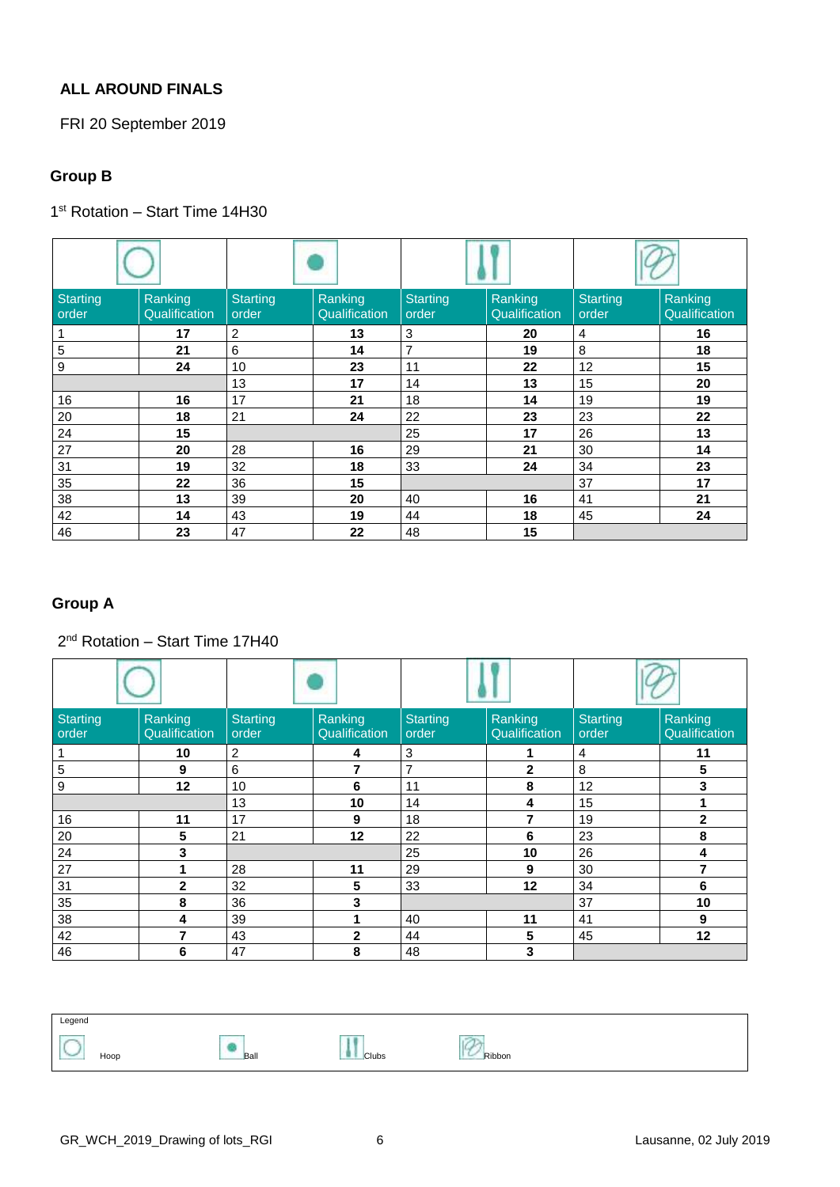**ALL AROUND FINALS**

FRI 20 September 2019

### Group B

1st Rotation – Start Time 14H30

| Hoop | | Ball | | Clubs | | Ribbon | |
|---|---|---|---|---|---|---|---|
| Starting order | Ranking Qualification | Starting order | Ranking Qualification | Starting order | Ranking Qualification | Starting order | Ranking Qualification |
| 1 | **17** | 2 | **13** | 3 | **20** | 4 | **16** |
| 5 | **21** | 6 | **14** | 7 | **19** | 8 | **18** |
| 9 | **24** | 10 | **23** | 11 | **22** | 12 | **15** |
| | | 13 | **17** | 14 | **13** | 15 | **20** |
| 16 | **16** | 17 | **21** | 18 | **14** | 19 | **19** |
| 20 | **18** | 21 | **24** | 22 | **23** | 23 | **22** |
| 24 | **15** | | | 25 | **17** | 26 | **13** |
| 27 | **20** | 28 | **16** | 29 | **21** | 30 | **14** |
| 31 | **19** | 32 | **18** | 33 | **24** | 34 | **23** |
| 35 | **22** | 36 | **15** | | | 37 | **17** |
| 38 | **13** | 39 | **20** | 40 | **16** | 41 | **21** |
| 42 | **14** | 43 | **19** | 44 | **18** | 45 | **24** |
| 46 | **23** | 47 | **22** | 48 | **15** | | |

### Group A

2nd Rotation – Start Time 17H40

| Hoop | | Ball | | Clubs | | Ribbon | |
|---|---|---|---|---|---|---|---|
| Starting order | Ranking Qualification | Starting order | Ranking Qualification | Starting order | Ranking Qualification | Starting order | Ranking Qualification |
| 1 | **10** | 2 | **4** | 3 | **1** | 4 | **11** |
| 5 | **9** | 6 | **7** | 7 | **2** | 8 | **5** |
| 9 | **12** | 10 | **6** | 11 | **8** | 12 | **3** |
| | | 13 | **10** | 14 | **4** | 15 | **1** |
| 16 | **11** | 17 | **9** | 18 | **7** | 19 | **2** |
| 20 | **5** | 21 | **12** | 22 | **6** | 23 | **8** |
| 24 | **3** | | | 25 | **10** | 26 | **4** |
| 27 | **1** | 28 | **11** | 29 | **9** | 30 | **7** |
| 31 | **2** | 32 | **5** | 33 | **12** | 34 | **6** |
| 35 | **8** | 36 | **3** | | | 37 | **10** |
| 38 | **4** | 39 | **1** | 40 | **11** | 41 | **9** |
| 42 | **7** | 43 | **2** | 44 | **5** | 45 | **12** |
| 46 | **6** | 47 | **8** | 48 | **3** | | |

Legend

Hoop Ball Clubs Ribbon

GR_WCH_2019_Drawing of lots_RGI

Lausanne, 02 July 2019